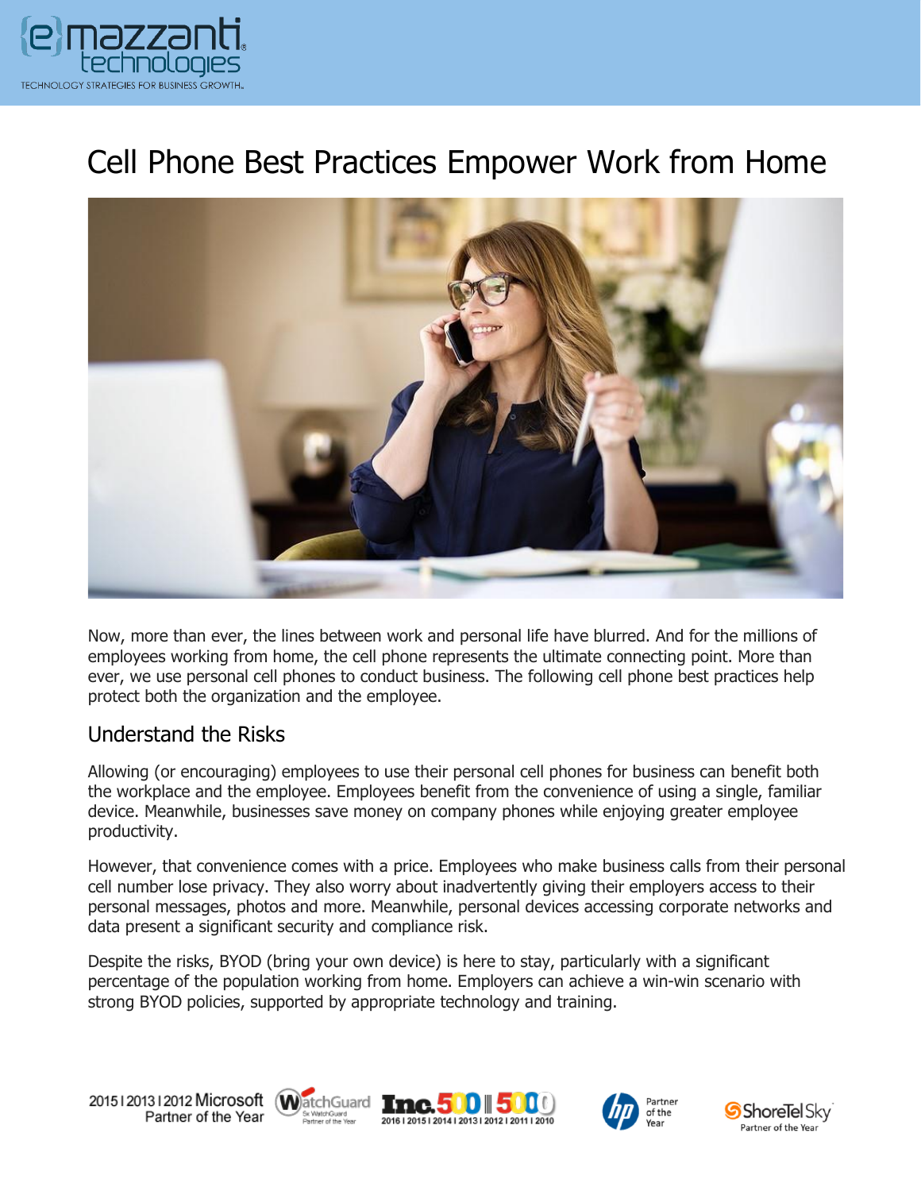# Cell Phone Best Practices Empower Work from Home

Now, more than ever, the lines between work and personal life have blurred. And for the millions of employees working from home, the cell phone represents the ultimate connecting point. More than ever, we use personal cell phones to conduct business. The following cell phone best practices help protect both the organization and the employee.

## Understand the Risks

Allowing (or encouraging) employees to use their personal cell phones for business can benefit both the workplace and the employee. Employees benefit from the convenience of using a single, familiar device. Meanwhile, businesses save money on company phones while enjoying greater employee productivity.

However, that convenience comes with a price. Employees who make business calls from their personal cell number lose privacy. They also worry about inadvertently giving their employers access to their personal messages, photos and more. Meanwhile, personal devices accessing corporate networks and data present a significant security and compliance risk.

Despite the risks, BYOD (bring your own device) is here to stay, particularly with a significant percentage of the population working from home. Employers can achieve a win-win scenario with strong BYOD policies, supported by appropriate technology and training.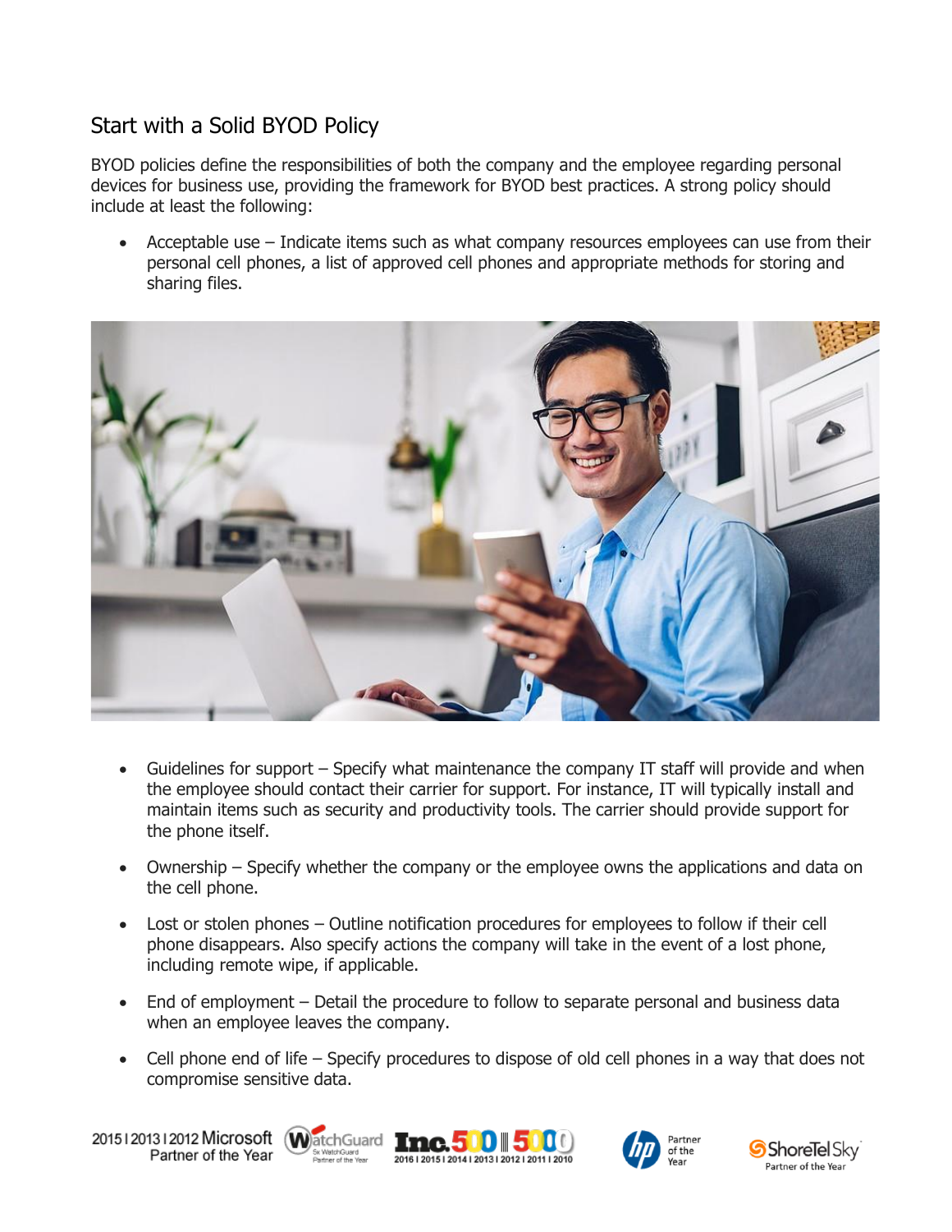## Start with a Solid BYOD Policy

BYOD policies define the responsibilities of both the company and the employee regarding personal devices for business use, providing the framework for BYOD best practices. A strong policy should include at least the following:

- Acceptable use – Indicate items such as what company resources employees can use from their personal cell phones, a list of approved cell phones and appropriate methods for storing and sharing files.
- Guidelines for support – Specify what maintenance the company IT staff will provide and when the employee should contact their carrier for support. For instance, IT will typically install and maintain items such as security and productivity tools. The carrier should provide support for the phone itself.
- Ownership – Specify whether the company or the employee owns the applications and data on the cell phone.
- Lost or stolen phones – Outline notification procedures for employees to follow if their cell phone disappears. Also specify actions the company will take in the event of a lost phone, including remote wipe, if applicable.
- End of employment – Detail the procedure to follow to separate personal and business data when an employee leaves the company.
- Cell phone end of life – Specify procedures to dispose of old cell phones in a way that does not compromise sensitive data.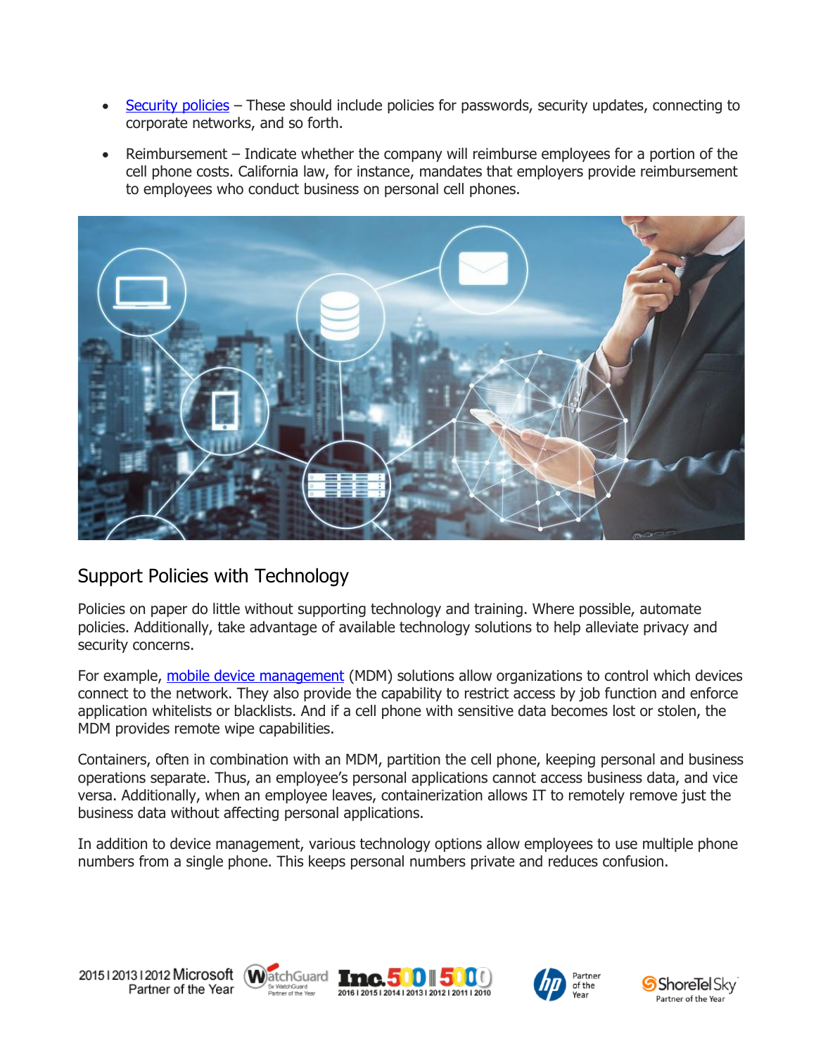- [Security policies]() – These should include policies for passwords, security updates, connecting to corporate networks, and so forth.
- Reimbursement – Indicate whether the company will reimburse employees for a portion of the cell phone costs. California law, for instance, mandates that employers provide reimbursement to employees who conduct business on personal cell phones.

## Support Policies with Technology

Policies on paper do little without supporting technology and training. Where possible, automate policies. Additionally, take advantage of available technology solutions to help alleviate privacy and security concerns.

For example, [mobile device management]() (MDM) solutions allow organizations to control which devices connect to the network. They also provide the capability to restrict access by job function and enforce application whitelists or blacklists. And if a cell phone with sensitive data becomes lost or stolen, the MDM provides remote wipe capabilities.

Containers, often in combination with an MDM, partition the cell phone, keeping personal and business operations separate. Thus, an employee's personal applications cannot access business data, and vice versa. Additionally, when an employee leaves, containerization allows IT to remotely remove just the business data without affecting personal applications.

In addition to device management, various technology options allow employees to use multiple phone numbers from a single phone. This keeps personal numbers private and reduces confusion.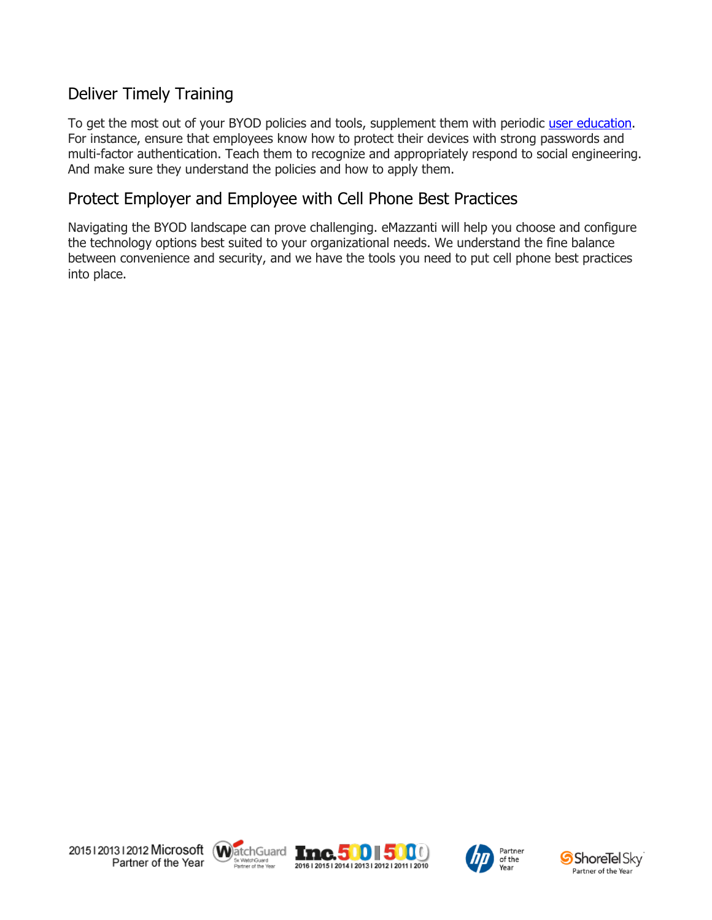## Deliver Timely Training

To get the most out of your BYOD policies and tools, supplement them with periodic user education. For instance, ensure that employees know how to protect their devices with strong passwords and multi-factor authentication. Teach them to recognize and appropriately respond to social engineering. And make sure they understand the policies and how to apply them.

## Protect Employer and Employee with Cell Phone Best Practices

Navigating the BYOD landscape can prove challenging. eMazzanti will help you choose and configure the technology options best suited to your organizational needs. We understand the fine balance between convenience and security, and we have the tools you need to put cell phone best practices into place.

2015 | 2013 | 2012 Microsoft Partner of the Year

WatchGuard 5x WatchGuard Partner of the Year

Inc. 500 | 5000 2016 | 2015 | 2014 | 2013 | 2012 | 2011 | 2010

hp Partner of the Year

ShoreTel Sky Partner of the Year